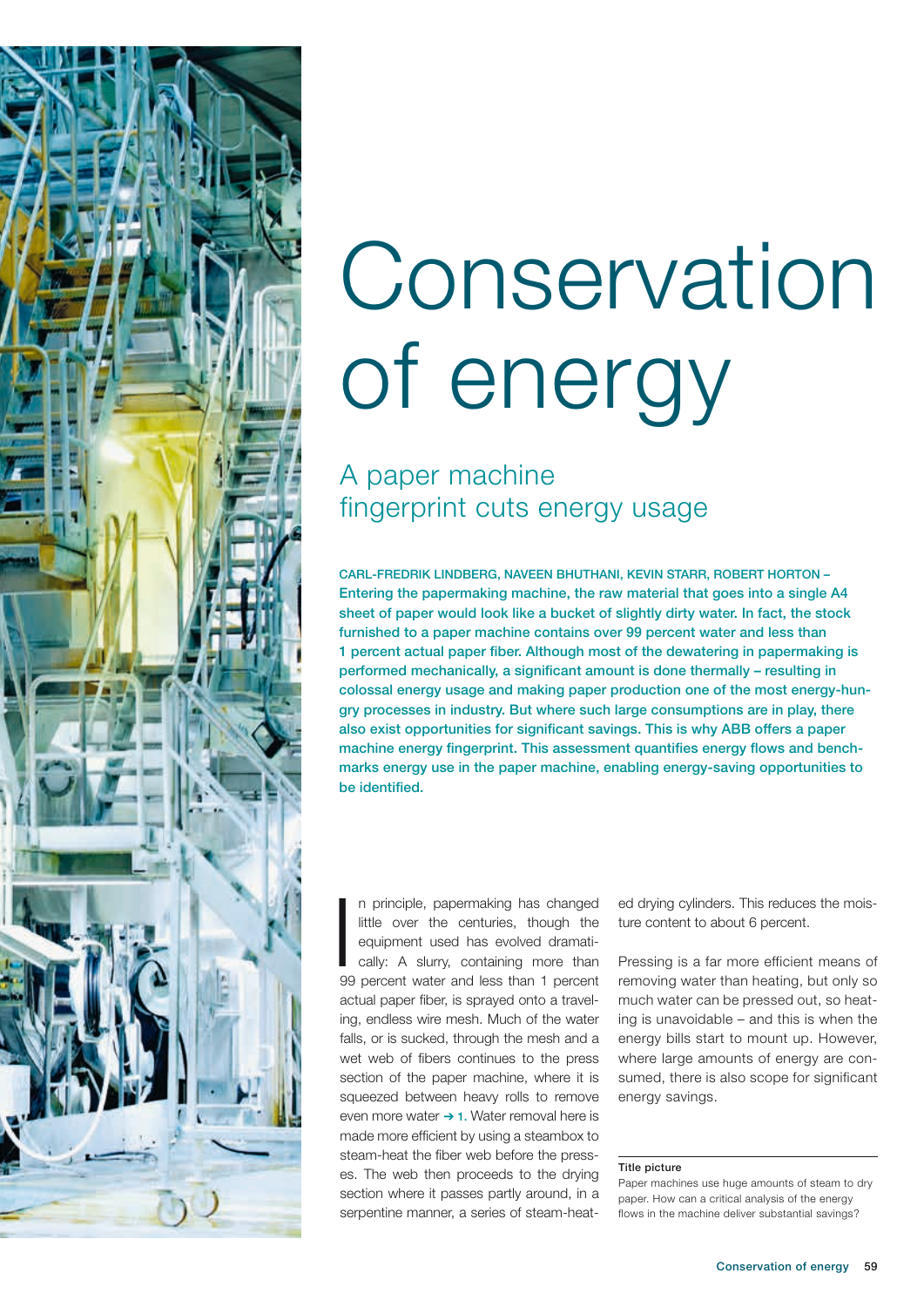# Conservation of energy

## A paper machine fingerprint cuts energy usage

**CARL-FREDRIK LINDBERG, NAVEEN BHUTHANI, KEVIN STARR, ROBERT HORTON – Entering the papermaking machine, the raw material that goes into a single A4 sheet of paper would look like a bucket of slightly dirty water. In fact, the stock furnished to a paper machine contains over 99 percent water and less than 1 percent actual paper fiber. Although most of the dewatering in papermaking is performed mechanically, a significant amount is done thermally – resulting in colossal energy usage and making paper production one of the most energy-hungry processes in industry. But where such large consumptions are in play, there also exist opportunities for significant savings. This is why ABB offers a paper machine energy fingerprint. This assessment quantifies energy flows and benchmarks energy use in the paper machine, enabling energy-saving opportunities to be identified.**

In principle, papermaking has changed little over the centuries, though the equipment used has evolved dramatically: A slurry, containing more than 99 percent water and less than 1 percent actual paper fiber, is sprayed onto a traveling, endless wire mesh. Much of the water falls, or is sucked, through the mesh and a wet web of fibers continues to the press section of the paper machine, where it is squeezed between heavy rolls to remove even more water → 1. Water removal here is made more efficient by using a steambox to steam-heat the fiber web before the presses. The web then proceeds to the drying section where it passes partly around, in a serpentine manner, a series of steam-heated drying cylinders. This reduces the moisture content to about 6 percent.

Pressing is a far more efficient means of removing water than heating, but only so much water can be pressed out, so heating is unavoidable – and this is when the energy bills start to mount up. However, where large amounts of energy are consumed, there is also scope for significant energy savings.

**Title picture**

Paper machines use huge amounts of steam to dry paper. How can a critical analysis of the energy flows in the machine deliver substantial savings?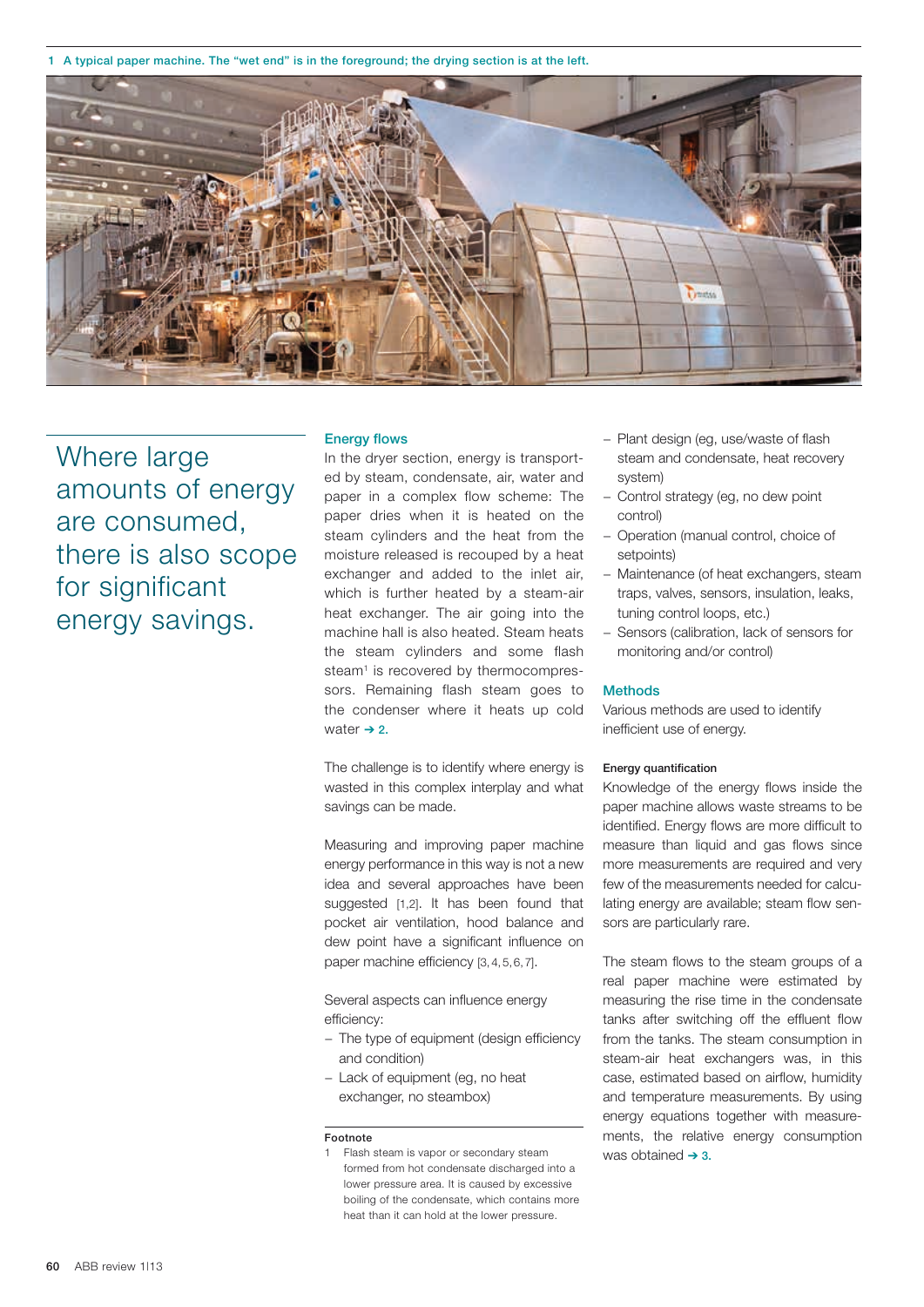1 A typical paper machine. The "wet end" is in the foreground; the drying section is at the left.

Where large amounts of energy are consumed, there is also scope for significant energy savings.

## Energy flows

In the dryer section, energy is transported by steam, condensate, air, water and paper in a complex flow scheme: The paper dries when it is heated on the steam cylinders and the heat from the moisture released is recouped by a heat exchanger and added to the inlet air, which is further heated by a steam-air heat exchanger. The air going into the machine hall is also heated. Steam heats the steam cylinders and some flash steam[1] is recovered by thermocompressors. Remaining flash steam goes to the condenser where it heats up cold water → 2.

The challenge is to identify where energy is wasted in this complex interplay and what savings can be made.

Measuring and improving paper machine energy performance in this way is not a new idea and several approaches have been suggested [1,2]. It has been found that pocket air ventilation, hood balance and dew point have a significant influence on paper machine efficiency [3, 4, 5, 6, 7].

Several aspects can influence energy efficiency:

- The type of equipment (design efficiency and condition)
- Lack of equipment (eg, no heat exchanger, no steambox)
- Plant design (eg, use/waste of flash steam and condensate, heat recovery system)
- Control strategy (eg, no dew point control)
- Operation (manual control, choice of setpoints)
- Maintenance (of heat exchangers, steam traps, valves, sensors, insulation, leaks, tuning control loops, etc.)
- Sensors (calibration, lack of sensors for monitoring and/or control)

## Methods

Various methods are used to identify inefficient use of energy.

### Energy quantification

Knowledge of the energy flows inside the paper machine allows waste streams to be identified. Energy flows are more difficult to measure than liquid and gas flows since more measurements are required and very few of the measurements needed for calculating energy are available; steam flow sensors are particularly rare.

The steam flows to the steam groups of a real paper machine were estimated by measuring the rise time in the condensate tanks after switching off the effluent flow from the tanks. The steam consumption in steam-air heat exchangers was, in this case, estimated based on airflow, humidity and temperature measurements. By using energy equations together with measurements, the relative energy consumption was obtained → 3.

**Footnote**

1 Flash steam is vapor or secondary steam formed from hot condensate discharged into a lower pressure area. It is caused by excessive boiling of the condensate, which contains more heat than it can hold at the lower pressure.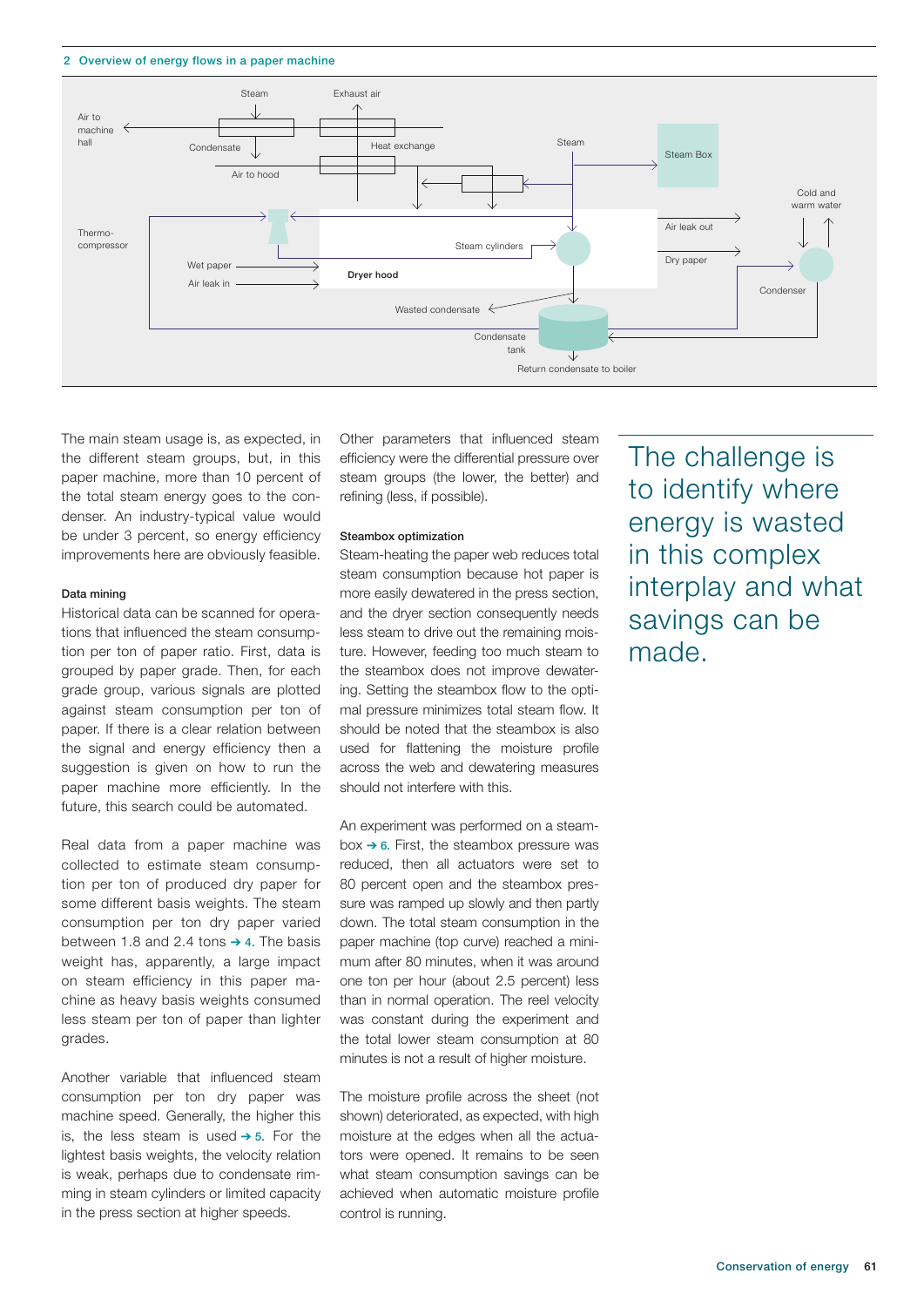2 Overview of energy flows in a paper machine

The main steam usage is, as expected, in the different steam groups, but, in this paper machine, more than 10 percent of the total steam energy goes to the condenser. An industry-typical value would be under 3 percent, so energy efficiency improvements here are obviously feasible.

### Data mining

Historical data can be scanned for operations that influenced the steam consumption per ton of paper ratio. First, data is grouped by paper grade. Then, for each grade group, various signals are plotted against steam consumption per ton of paper. If there is a clear relation between the signal and energy efficiency then a suggestion is given on how to run the paper machine more efficiently. In the future, this search could be automated.

Real data from a paper machine was collected to estimate steam consumption per ton of produced dry paper for some different basis weights. The steam consumption per ton dry paper varied between 1.8 and 2.4 tons → 4. The basis weight has, apparently, a large impact on steam efficiency in this paper machine as heavy basis weights consumed less steam per ton of paper than lighter grades.

Another variable that influenced steam consumption per ton dry paper was machine speed. Generally, the higher this is, the less steam is used → 5. For the lightest basis weights, the velocity relation is weak, perhaps due to condensate rimming in steam cylinders or limited capacity in the press section at higher speeds.

Other parameters that influenced steam efficiency were the differential pressure over steam groups (the lower, the better) and refining (less, if possible).

### Steambox optimization

Steam-heating the paper web reduces total steam consumption because hot paper is more easily dewatered in the press section, and the dryer section consequently needs less steam to drive out the remaining moisture. However, feeding too much steam to the steambox does not improve dewatering. Setting the steambox flow to the optimal pressure minimizes total steam flow. It should be noted that the steambox is also used for flattening the moisture profile across the web and dewatering measures should not interfere with this.

An experiment was performed on a steambox → 6. First, the steambox pressure was reduced, then all actuators were set to 80 percent open and the steambox pressure was ramped up slowly and then partly down. The total steam consumption in the paper machine (top curve) reached a minimum after 80 minutes, when it was around one ton per hour (about 2.5 percent) less than in normal operation. The reel velocity was constant during the experiment and the total lower steam consumption at 80 minutes is not a result of higher moisture.

The moisture profile across the sheet (not shown) deteriorated, as expected, with high moisture at the edges when all the actuators were opened. It remains to be seen what steam consumption savings can be achieved when automatic moisture profile control is running.

The challenge is to identify where energy is wasted in this complex interplay and what savings can be made.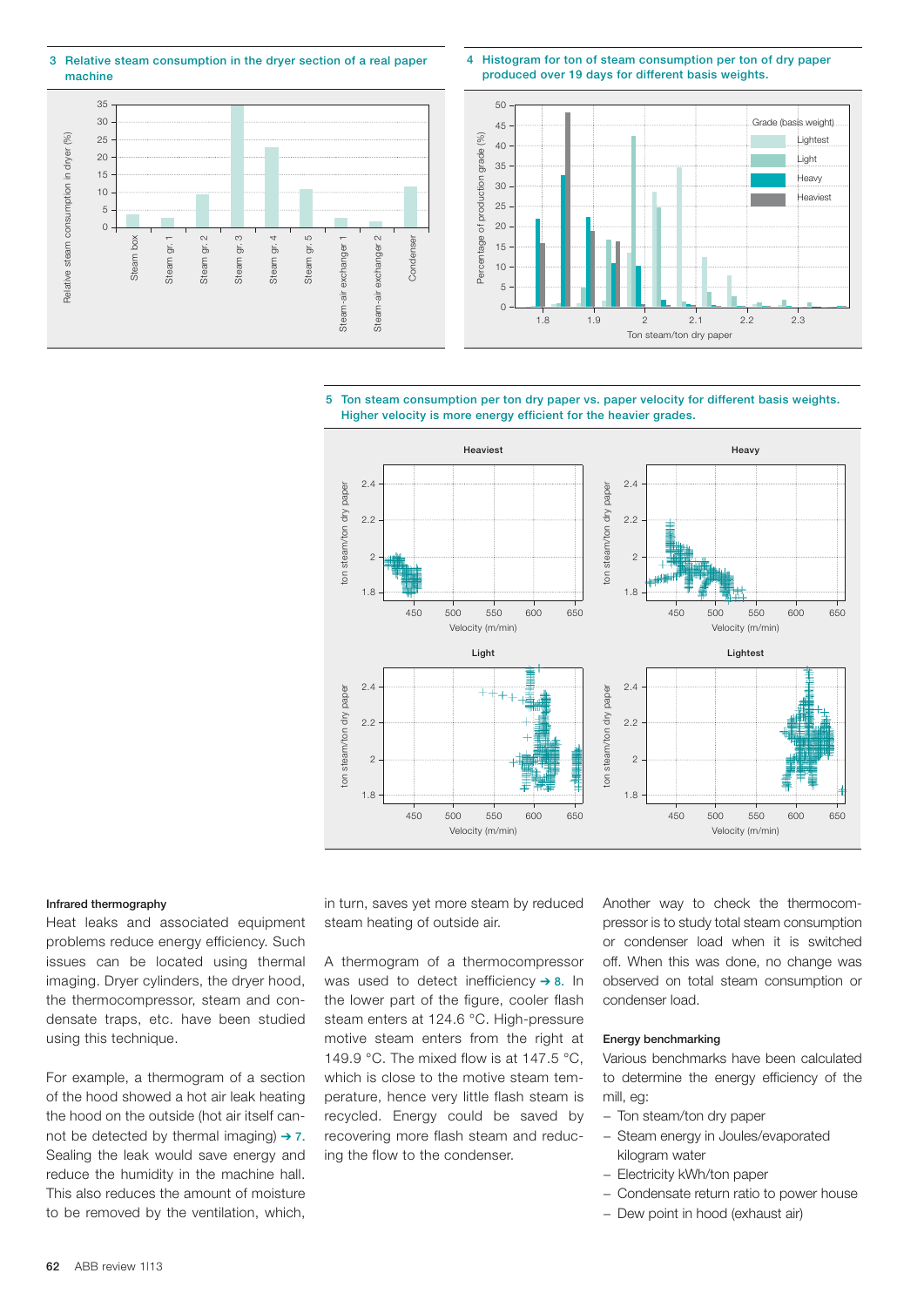3 Relative steam consumption in the dryer section of a real paper machine

4 Histogram for ton of steam consumption per ton of dry paper produced over 19 days for different basis weights.

5 Ton steam consumption per ton dry paper vs. paper velocity for different basis weights. Higher velocity is more energy efficient for the heavier grades.

### Infrared thermography

Heat leaks and associated equipment problems reduce energy efficiency. Such issues can be located using thermal imaging. Dryer cylinders, the dryer hood, the thermocompressor, steam and condensate traps, etc. have been studied using this technique.

For example, a thermogram of a section of the hood showed a hot air leak heating the hood on the outside (hot air itself cannot be detected by thermal imaging) ➔ 7. Sealing the leak would save energy and reduce the humidity in the machine hall. This also reduces the amount of moisture to be removed by the ventilation, which, in turn, saves yet more steam by reduced steam heating of outside air.

A thermogram of a thermocompressor was used to detect inefficiency ➔ 8. In the lower part of the figure, cooler flash steam enters at 124.6 °C. High-pressure motive steam enters from the right at 149.9 °C. The mixed flow is at 147.5 °C, which is close to the motive steam temperature, hence very little flash steam is recycled. Energy could be saved by recovering more flash steam and reducing the flow to the condenser.

Another way to check the thermocompressor is to study total steam consumption or condenser load when it is switched off. When this was done, no change was observed on total steam consumption or condenser load.

### Energy benchmarking

Various benchmarks have been calculated to determine the energy efficiency of the mill, eg:

- Ton steam/ton dry paper
- Steam energy in Joules/evaporated kilogram water
- Electricity kWh/ton paper
- Condensate return ratio to power house
- Dew point in hood (exhaust air)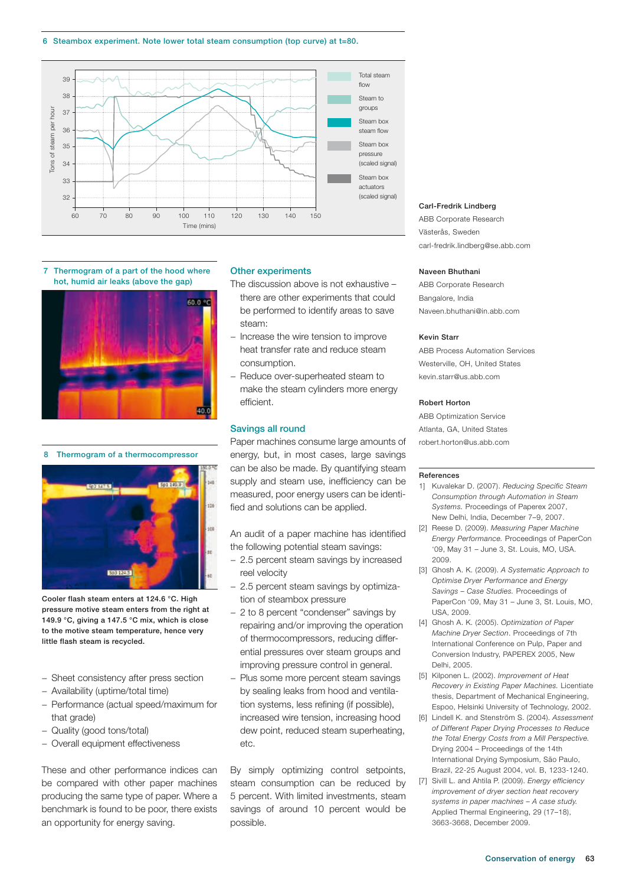6 Steambox experiment. Note lower total steam consumption (top curve) at t=80.

Tons of steam per hour
39
38
37
36
35
34
33
32
60 70 80 90 100 110 120 130 140 150
Time (mins)

Total steam flow
Steam to groups
Steam box steam flow
Steam box pressure (scaled signal)
Steam box actuators (scaled signal)

7 Thermogram of a part of the hood where hot, humid air leaks (above the gap)

60.0 °C
40.0

8 Thermogram of a thermocompressor

Cooler flash steam enters at 124.6 °C. High pressure motive steam enters from the right at 149.9 °C, giving a 147.5 °C mix, which is close to the motive steam temperature, hence very little flash steam is recycled.

- Sheet consistency after press section
- Availability (uptime/total time)
- Performance (actual speed/maximum for that grade)
- Quality (good tons/total)
- Overall equipment effectiveness

These and other performance indices can be compared with other paper machines producing the same type of paper. Where a benchmark is found to be poor, there exists an opportunity for energy saving.

## Other experiments

The discussion above is not exhaustive – there are other experiments that could be performed to identify areas to save steam:
- Increase the wire tension to improve heat transfer rate and reduce steam consumption.
- Reduce over-superheated steam to make the steam cylinders more energy efficient.

## Savings all round

Paper machines consume large amounts of energy, but, in most cases, large savings can be also be made. By quantifying steam supply and steam use, inefficiency can be measured, poor energy users can be identified and solutions can be applied.

An audit of a paper machine has identified the following potential steam savings:
- 2.5 percent steam savings by increased reel velocity
- 2.5 percent steam savings by optimization of steambox pressure
- 2 to 8 percent "condenser" savings by repairing and/or improving the operation of thermocompressors, reducing differential pressures over steam groups and improving pressure control in general.
- Plus some more percent steam savings by sealing leaks from hood and ventilation systems, less refining (if possible), increased wire tension, increasing hood dew point, reduced steam superheating, etc.

By simply optimizing control setpoints, steam consumption can be reduced by 5 percent. With limited investments, steam savings of around 10 percent would be possible.

**Carl-Fredrik Lindberg**
ABB Corporate Research
Västerås, Sweden
carl-fredrik.lindberg@se.abb.com

**Naveen Bhuthani**
ABB Corporate Research
Bangalore, India
Naveen.bhuthani@in.abb.com

**Kevin Starr**
ABB Process Automation Services
Westerville, OH, United States
kevin.starr@us.abb.com

**Robert Horton**
ABB Optimization Service
Atlanta, GA, United States
robert.horton@us.abb.com

**References**

1] Kuvalekar D. (2007). *Reducing Specific Steam Consumption through Automation in Steam Systems.* Proceedings of Paperex 2007, New Delhi, India, December 7–9, 2007.

[2] Reese D. (2009). *Measuring Paper Machine Energy Performance.* Proceedings of PaperCon '09, May 31 – June 3, St. Louis, MO, USA. 2009.

[3] Ghosh A. K. (2009). *A Systematic Approach to Optimise Dryer Performance and Energy Savings – Case Studies.* Proceedings of PaperCon '09, May 31 – June 3, St. Louis, MO, USA, 2009.

[4] Ghosh A. K. (2005). *Optimization of Paper Machine Dryer Section.* Proceedings of 7th International Conference on Pulp, Paper and Conversion Industry, PAPEREX 2005, New Delhi, 2005.

[5] Kilponen L. (2002). *Improvement of Heat Recovery in Existing Paper Machines.* Licentiate thesis, Department of Mechanical Engineering, Espoo, Helsinki University of Technology, 2002.

[6] Lindell K. and Stenström S. (2004). *Assessment of Different Paper Drying Processes to Reduce the Total Energy Costs from a Mill Perspective.* Drying 2004 – Proceedings of the 14th International Drying Symposium, São Paulo, Brazil, 22-25 August 2004, vol. B, 1233-1240.

[7] Sivill L. and Ahtila P. (2009). *Energy efficiency improvement of dryer section heat recovery systems in paper machines – A case study.* Applied Thermal Engineering, 29 (17–18), 3663-3668, December 2009.